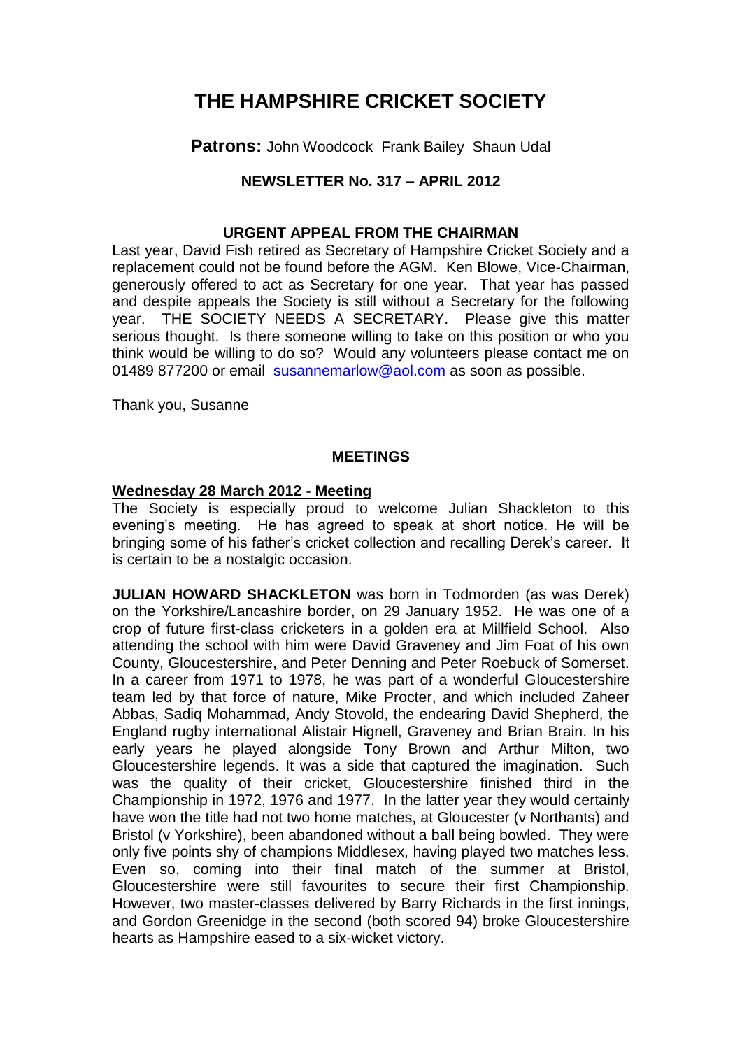# THE HAMPSHIRE CRICKET SOCIETY

**Patrons:** John Woodcock Frank Bailey Shaun Udal

### NEWSLETTER No. 317 – APRIL 2012

### URGENT APPEAL FROM THE CHAIRMAN

Last year, David Fish retired as Secretary of Hampshire Cricket Society and a replacement could not be found before the AGM. Ken Blowe, Vice-Chairman, generously offered to act as Secretary for one year. That year has passed and despite appeals the Society is still without a Secretary for the following year. THE SOCIETY NEEDS A SECRETARY. Please give this matter serious thought. Is there someone willing to take on this position or who you think would be willing to do so? Would any volunteers please contact me on 01489 877200 or email susannemarlow@aol.com as soon as possible.

Thank you, Susanne

## MEETINGS

**Wednesday 28 March 2012 - Meeting**

The Society is especially proud to welcome Julian Shackleton to this evening's meeting. He has agreed to speak at short notice. He will be bringing some of his father's cricket collection and recalling Derek's career. It is certain to be a nostalgic occasion.

**JULIAN HOWARD SHACKLETON** was born in Todmorden (as was Derek) on the Yorkshire/Lancashire border, on 29 January 1952. He was one of a crop of future first-class cricketers in a golden era at Millfield School. Also attending the school with him were David Graveney and Jim Foat of his own County, Gloucestershire, and Peter Denning and Peter Roebuck of Somerset. In a career from 1971 to 1978, he was part of a wonderful Gloucestershire team led by that force of nature, Mike Procter, and which included Zaheer Abbas, Sadiq Mohammad, Andy Stovold, the endearing David Shepherd, the England rugby international Alistair Hignell, Graveney and Brian Brain. In his early years he played alongside Tony Brown and Arthur Milton, two Gloucestershire legends. It was a side that captured the imagination. Such was the quality of their cricket, Gloucestershire finished third in the Championship in 1972, 1976 and 1977. In the latter year they would certainly have won the title had not two home matches, at Gloucester (v Northants) and Bristol (v Yorkshire), been abandoned without a ball being bowled. They were only five points shy of champions Middlesex, having played two matches less. Even so, coming into their final match of the summer at Bristol, Gloucestershire were still favourites to secure their first Championship. However, two master-classes delivered by Barry Richards in the first innings, and Gordon Greenidge in the second (both scored 94) broke Gloucestershire hearts as Hampshire eased to a six-wicket victory.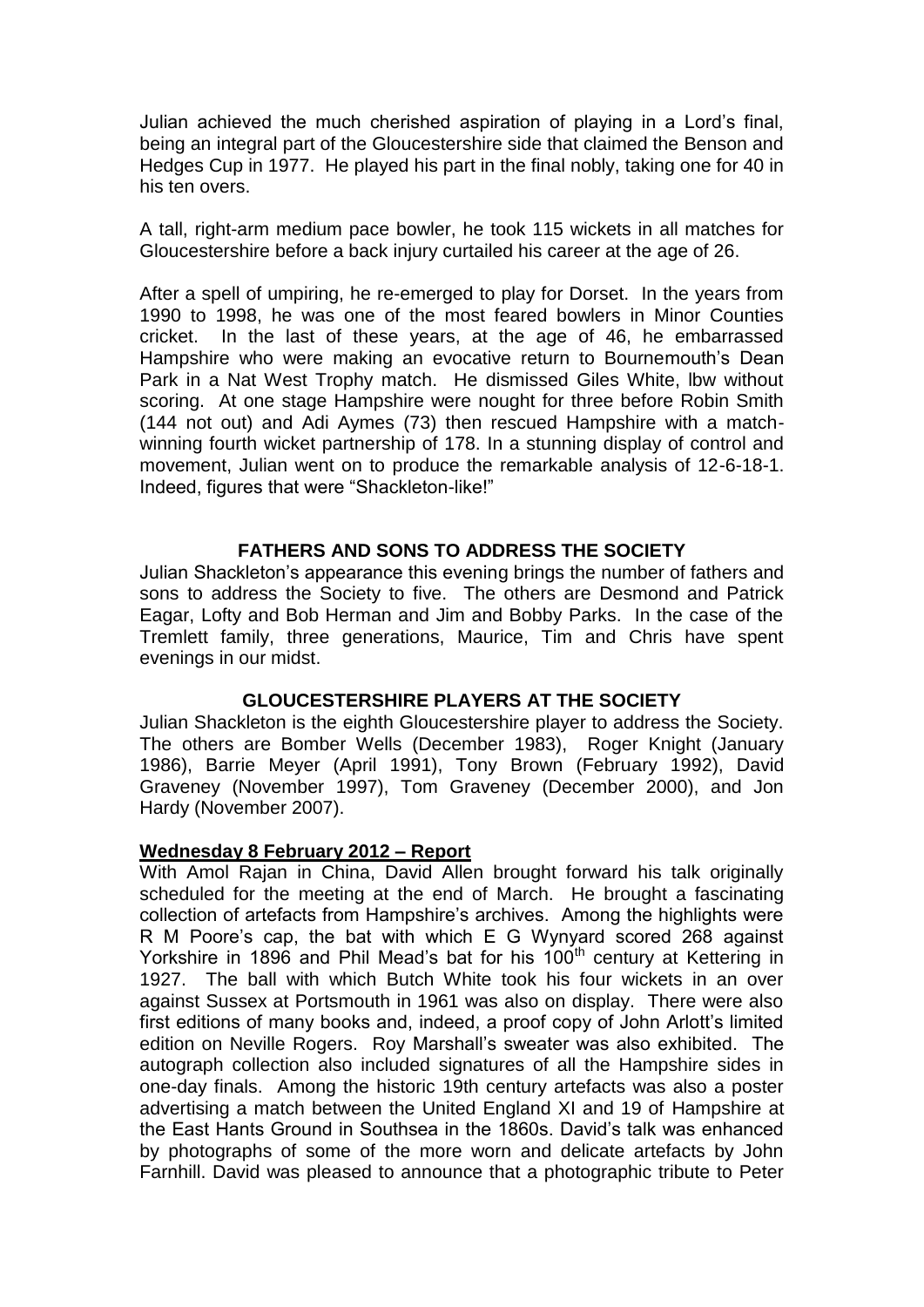Julian achieved the much cherished aspiration of playing in a Lord's final, being an integral part of the Gloucestershire side that claimed the Benson and Hedges Cup in 1977. He played his part in the final nobly, taking one for 40 in his ten overs.

A tall, right-arm medium pace bowler, he took 115 wickets in all matches for Gloucestershire before a back injury curtailed his career at the age of 26.

After a spell of umpiring, he re-emerged to play for Dorset. In the years from 1990 to 1998, he was one of the most feared bowlers in Minor Counties cricket. In the last of these years, at the age of 46, he embarrassed Hampshire who were making an evocative return to Bournemouth's Dean Park in a Nat West Trophy match. He dismissed Giles White, lbw without scoring. At one stage Hampshire were nought for three before Robin Smith (144 not out) and Adi Aymes (73) then rescued Hampshire with a match-winning fourth wicket partnership of 178. In a stunning display of control and movement, Julian went on to produce the remarkable analysis of 12-6-18-1. Indeed, figures that were "Shackleton-like!"

**FATHERS AND SONS TO ADDRESS THE SOCIETY**

Julian Shackleton's appearance this evening brings the number of fathers and sons to address the Society to five. The others are Desmond and Patrick Eagar, Lofty and Bob Herman and Jim and Bobby Parks. In the case of the Tremlett family, three generations, Maurice, Tim and Chris have spent evenings in our midst.

**GLOUCESTERSHIRE PLAYERS AT THE SOCIETY**

Julian Shackleton is the eighth Gloucestershire player to address the Society. The others are Bomber Wells (December 1983), Roger Knight (January 1986), Barrie Meyer (April 1991), Tony Brown (February 1992), David Graveney (November 1997), Tom Graveney (December 2000), and Jon Hardy (November 2007).

**Wednesday 8 February 2012 – Report**

With Amol Rajan in China, David Allen brought forward his talk originally scheduled for the meeting at the end of March. He brought a fascinating collection of artefacts from Hampshire's archives. Among the highlights were R M Poore's cap, the bat with which E G Wynyard scored 268 against Yorkshire in 1896 and Phil Mead's bat for his 100th century at Kettering in 1927. The ball with which Butch White took his four wickets in an over against Sussex at Portsmouth in 1961 was also on display. There were also first editions of many books and, indeed, a proof copy of John Arlott's limited edition on Neville Rogers. Roy Marshall's sweater was also exhibited. The autograph collection also included signatures of all the Hampshire sides in one-day finals. Among the historic 19th century artefacts was also a poster advertising a match between the United England XI and 19 of Hampshire at the East Hants Ground in Southsea in the 1860s. David's talk was enhanced by photographs of some of the more worn and delicate artefacts by John Farnhill. David was pleased to announce that a photographic tribute to Peter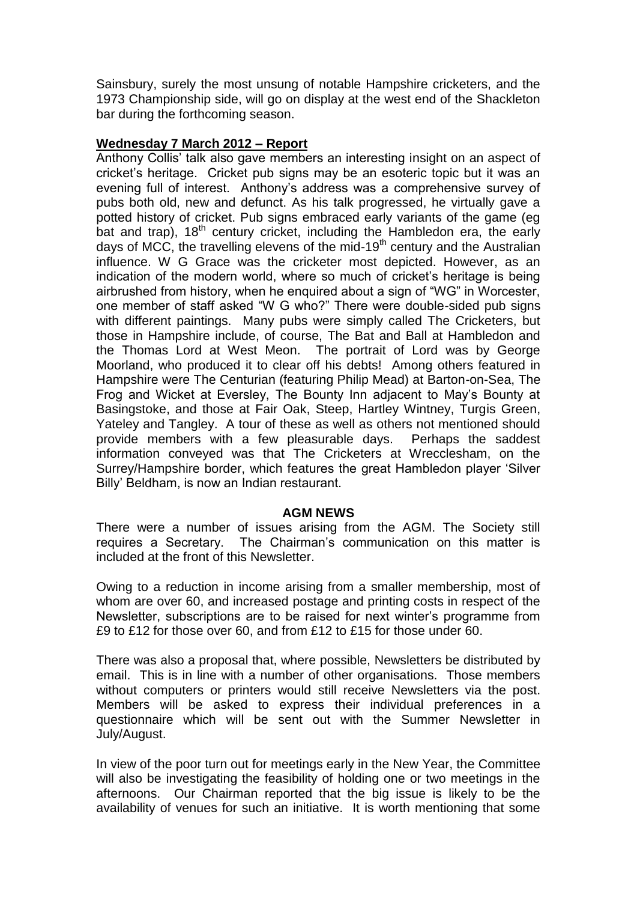Sainsbury, surely the most unsung of notable Hampshire cricketers, and the 1973 Championship side, will go on display at the west end of the Shackleton bar during the forthcoming season.

**Wednesday 7 March 2012 – Report**

Anthony Collis' talk also gave members an interesting insight on an aspect of cricket's heritage. Cricket pub signs may be an esoteric topic but it was an evening full of interest. Anthony's address was a comprehensive survey of pubs both old, new and defunct. As his talk progressed, he virtually gave a potted history of cricket. Pub signs embraced early variants of the game (eg bat and trap), 18th century cricket, including the Hambledon era, the early days of MCC, the travelling elevens of the mid-19th century and the Australian influence. W G Grace was the cricketer most depicted. However, as an indication of the modern world, where so much of cricket's heritage is being airbrushed from history, when he enquired about a sign of "WG" in Worcester, one member of staff asked "W G who?" There were double-sided pub signs with different paintings. Many pubs were simply called The Cricketers, but those in Hampshire include, of course, The Bat and Ball at Hambledon and the Thomas Lord at West Meon. The portrait of Lord was by George Moorland, who produced it to clear off his debts! Among others featured in Hampshire were The Centurian (featuring Philip Mead) at Barton-on-Sea, The Frog and Wicket at Eversley, The Bounty Inn adjacent to May's Bounty at Basingstoke, and those at Fair Oak, Steep, Hartley Wintney, Turgis Green, Yateley and Tangley. A tour of these as well as others not mentioned should provide members with a few pleasurable days. Perhaps the saddest information conveyed was that The Cricketers at Wrecclesham, on the Surrey/Hampshire border, which features the great Hambledon player 'Silver Billy' Beldham, is now an Indian restaurant.

**AGM NEWS**

There were a number of issues arising from the AGM. The Society still requires a Secretary. The Chairman's communication on this matter is included at the front of this Newsletter.

Owing to a reduction in income arising from a smaller membership, most of whom are over 60, and increased postage and printing costs in respect of the Newsletter, subscriptions are to be raised for next winter's programme from £9 to £12 for those over 60, and from £12 to £15 for those under 60.

There was also a proposal that, where possible, Newsletters be distributed by email. This is in line with a number of other organisations. Those members without computers or printers would still receive Newsletters via the post. Members will be asked to express their individual preferences in a questionnaire which will be sent out with the Summer Newsletter in July/August.

In view of the poor turn out for meetings early in the New Year, the Committee will also be investigating the feasibility of holding one or two meetings in the afternoons. Our Chairman reported that the big issue is likely to be the availability of venues for such an initiative. It is worth mentioning that some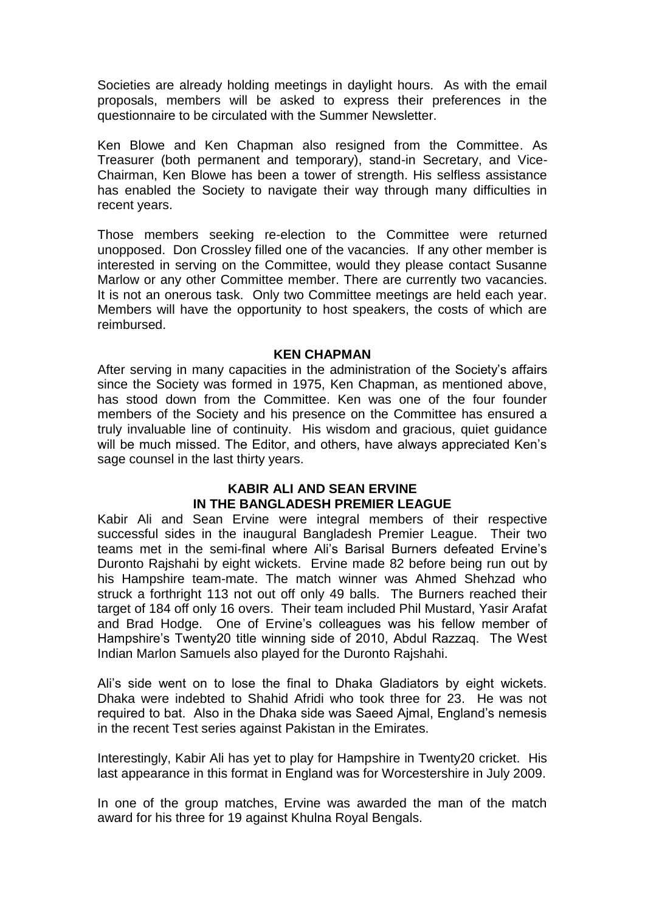Societies are already holding meetings in daylight hours. As with the email proposals, members will be asked to express their preferences in the questionnaire to be circulated with the Summer Newsletter.

Ken Blowe and Ken Chapman also resigned from the Committee. As Treasurer (both permanent and temporary), stand-in Secretary, and Vice-Chairman, Ken Blowe has been a tower of strength. His selfless assistance has enabled the Society to navigate their way through many difficulties in recent years.

Those members seeking re-election to the Committee were returned unopposed. Don Crossley filled one of the vacancies. If any other member is interested in serving on the Committee, would they please contact Susanne Marlow or any other Committee member. There are currently two vacancies. It is not an onerous task. Only two Committee meetings are held each year. Members will have the opportunity to host speakers, the costs of which are reimbursed.

## KEN CHAPMAN

After serving in many capacities in the administration of the Society's affairs since the Society was formed in 1975, Ken Chapman, as mentioned above, has stood down from the Committee. Ken was one of the four founder members of the Society and his presence on the Committee has ensured a truly invaluable line of continuity. His wisdom and gracious, quiet guidance will be much missed. The Editor, and others, have always appreciated Ken's sage counsel in the last thirty years.

## KABIR ALI AND SEAN ERVINE IN THE BANGLADESH PREMIER LEAGUE

Kabir Ali and Sean Ervine were integral members of their respective successful sides in the inaugural Bangladesh Premier League. Their two teams met in the semi-final where Ali's Barisal Burners defeated Ervine's Duronto Rajshahi by eight wickets. Ervine made 82 before being run out by his Hampshire team-mate. The match winner was Ahmed Shehzad who struck a forthright 113 not out off only 49 balls. The Burners reached their target of 184 off only 16 overs. Their team included Phil Mustard, Yasir Arafat and Brad Hodge. One of Ervine's colleagues was his fellow member of Hampshire's Twenty20 title winning side of 2010, Abdul Razzaq. The West Indian Marlon Samuels also played for the Duronto Rajshahi.

Ali's side went on to lose the final to Dhaka Gladiators by eight wickets. Dhaka were indebted to Shahid Afridi who took three for 23. He was not required to bat. Also in the Dhaka side was Saeed Ajmal, England's nemesis in the recent Test series against Pakistan in the Emirates.

Interestingly, Kabir Ali has yet to play for Hampshire in Twenty20 cricket. His last appearance in this format in England was for Worcestershire in July 2009.

In one of the group matches, Ervine was awarded the man of the match award for his three for 19 against Khulna Royal Bengals.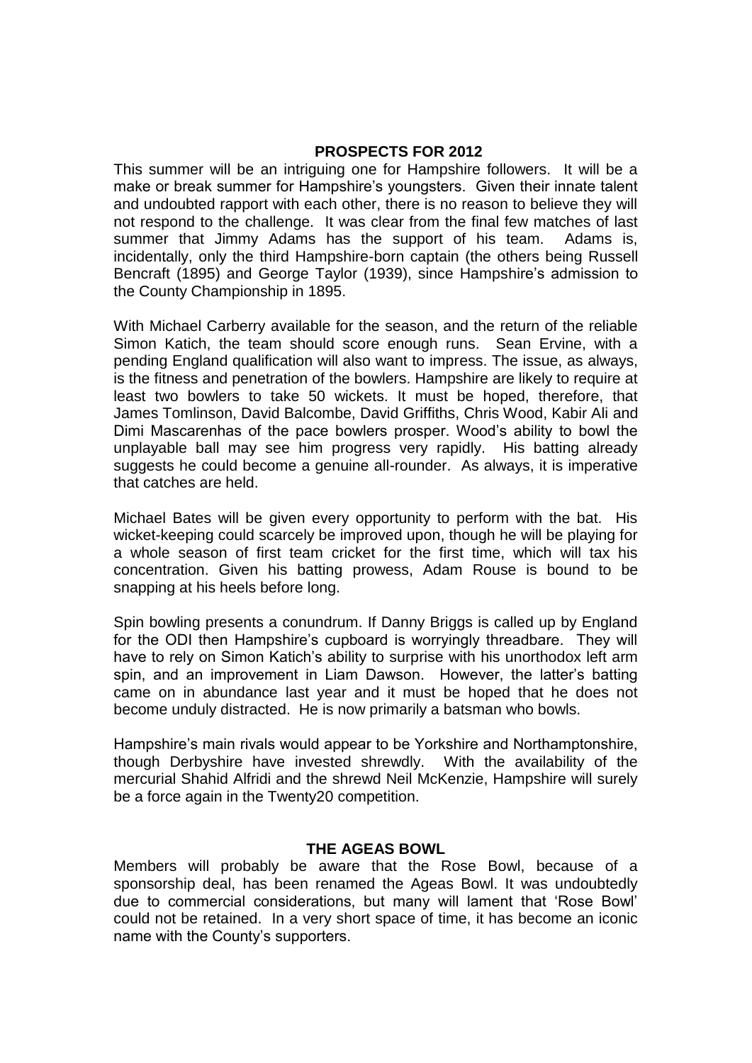## PROSPECTS FOR 2012

This summer will be an intriguing one for Hampshire followers. It will be a make or break summer for Hampshire's youngsters. Given their innate talent and undoubted rapport with each other, there is no reason to believe they will not respond to the challenge. It was clear from the final few matches of last summer that Jimmy Adams has the support of his team. Adams is, incidentally, only the third Hampshire-born captain (the others being Russell Bencraft (1895) and George Taylor (1939), since Hampshire's admission to the County Championship in 1895.

With Michael Carberry available for the season, and the return of the reliable Simon Katich, the team should score enough runs. Sean Ervine, with a pending England qualification will also want to impress. The issue, as always, is the fitness and penetration of the bowlers. Hampshire are likely to require at least two bowlers to take 50 wickets. It must be hoped, therefore, that James Tomlinson, David Balcombe, David Griffiths, Chris Wood, Kabir Ali and Dimi Mascarenhas of the pace bowlers prosper. Wood's ability to bowl the unplayable ball may see him progress very rapidly. His batting already suggests he could become a genuine all-rounder. As always, it is imperative that catches are held.

Michael Bates will be given every opportunity to perform with the bat. His wicket-keeping could scarcely be improved upon, though he will be playing for a whole season of first team cricket for the first time, which will tax his concentration. Given his batting prowess, Adam Rouse is bound to be snapping at his heels before long.

Spin bowling presents a conundrum. If Danny Briggs is called up by England for the ODI then Hampshire's cupboard is worryingly threadbare. They will have to rely on Simon Katich's ability to surprise with his unorthodox left arm spin, and an improvement in Liam Dawson. However, the latter's batting came on in abundance last year and it must be hoped that he does not become unduly distracted. He is now primarily a batsman who bowls.

Hampshire's main rivals would appear to be Yorkshire and Northamptonshire, though Derbyshire have invested shrewdly. With the availability of the mercurial Shahid Alfridi and the shrewd Neil McKenzie, Hampshire will surely be a force again in the Twenty20 competition.

## THE AGEAS BOWL

Members will probably be aware that the Rose Bowl, because of a sponsorship deal, has been renamed the Ageas Bowl. It was undoubtedly due to commercial considerations, but many will lament that 'Rose Bowl' could not be retained. In a very short space of time, it has become an iconic name with the County's supporters.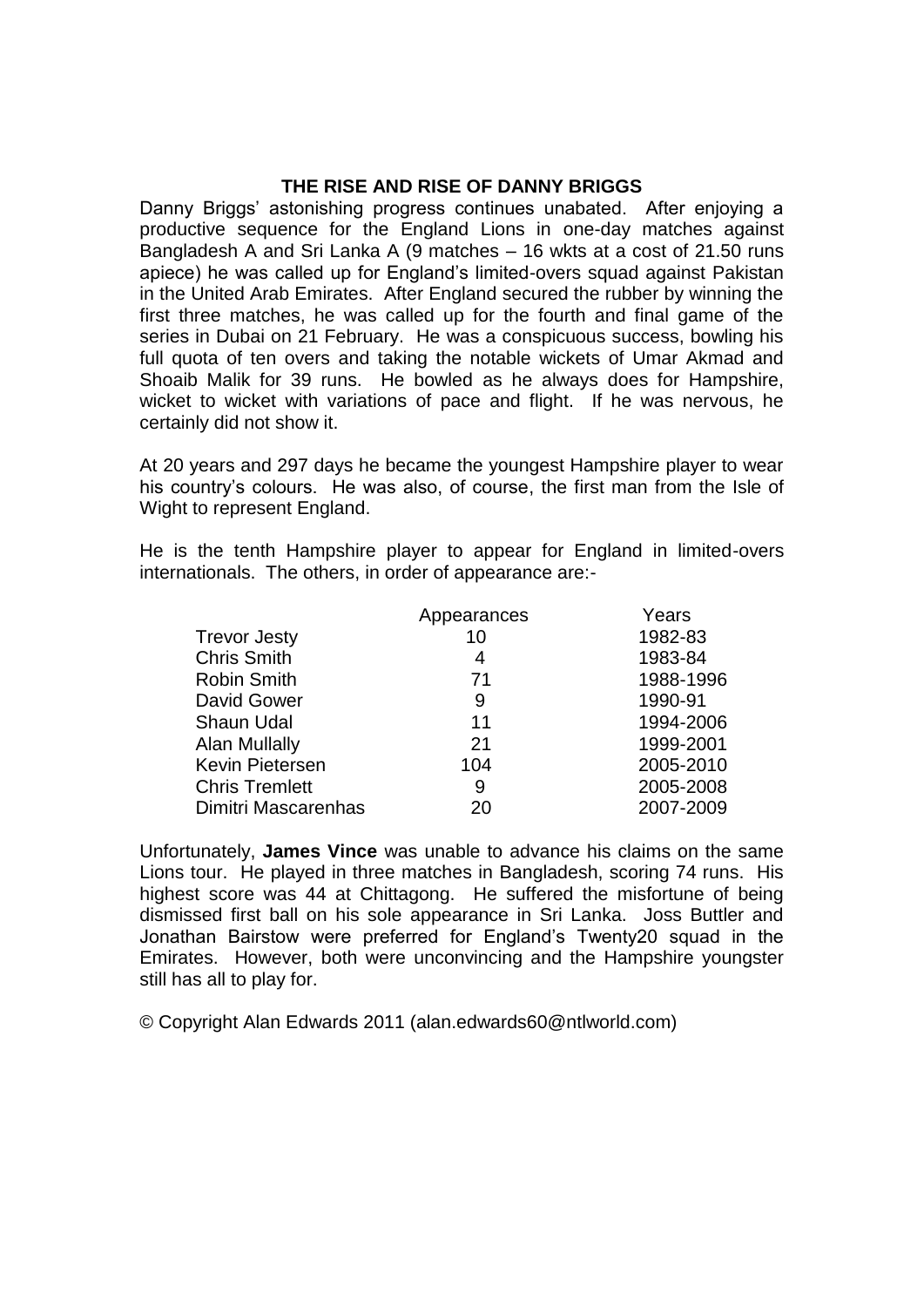## THE RISE AND RISE OF DANNY BRIGGS

Danny Briggs' astonishing progress continues unabated. After enjoying a productive sequence for the England Lions in one-day matches against Bangladesh A and Sri Lanka A (9 matches – 16 wkts at a cost of 21.50 runs apiece) he was called up for England's limited-overs squad against Pakistan in the United Arab Emirates. After England secured the rubber by winning the first three matches, he was called up for the fourth and final game of the series in Dubai on 21 February. He was a conspicuous success, bowling his full quota of ten overs and taking the notable wickets of Umar Akmad and Shoaib Malik for 39 runs. He bowled as he always does for Hampshire, wicket to wicket with variations of pace and flight. If he was nervous, he certainly did not show it.

At 20 years and 297 days he became the youngest Hampshire player to wear his country's colours. He was also, of course, the first man from the Isle of Wight to represent England.

He is the tenth Hampshire player to appear for England in limited-overs internationals. The others, in order of appearance are:-

| | Appearances | Years |
|---|---|---|
| Trevor Jesty | 10 | 1982-83 |
| Chris Smith | 4 | 1983-84 |
| Robin Smith | 71 | 1988-1996 |
| David Gower | 9 | 1990-91 |
| Shaun Udal | 11 | 1994-2006 |
| Alan Mullally | 21 | 1999-2001 |
| Kevin Pietersen | 104 | 2005-2010 |
| Chris Tremlett | 9 | 2005-2008 |
| Dimitri Mascarenhas | 20 | 2007-2009 |

Unfortunately, **James Vince** was unable to advance his claims on the same Lions tour. He played in three matches in Bangladesh, scoring 74 runs. His highest score was 44 at Chittagong. He suffered the misfortune of being dismissed first ball on his sole appearance in Sri Lanka. Joss Buttler and Jonathan Bairstow were preferred for England's Twenty20 squad in the Emirates. However, both were unconvincing and the Hampshire youngster still has all to play for.

© Copyright Alan Edwards 2011 (alan.edwards60@ntlworld.com)